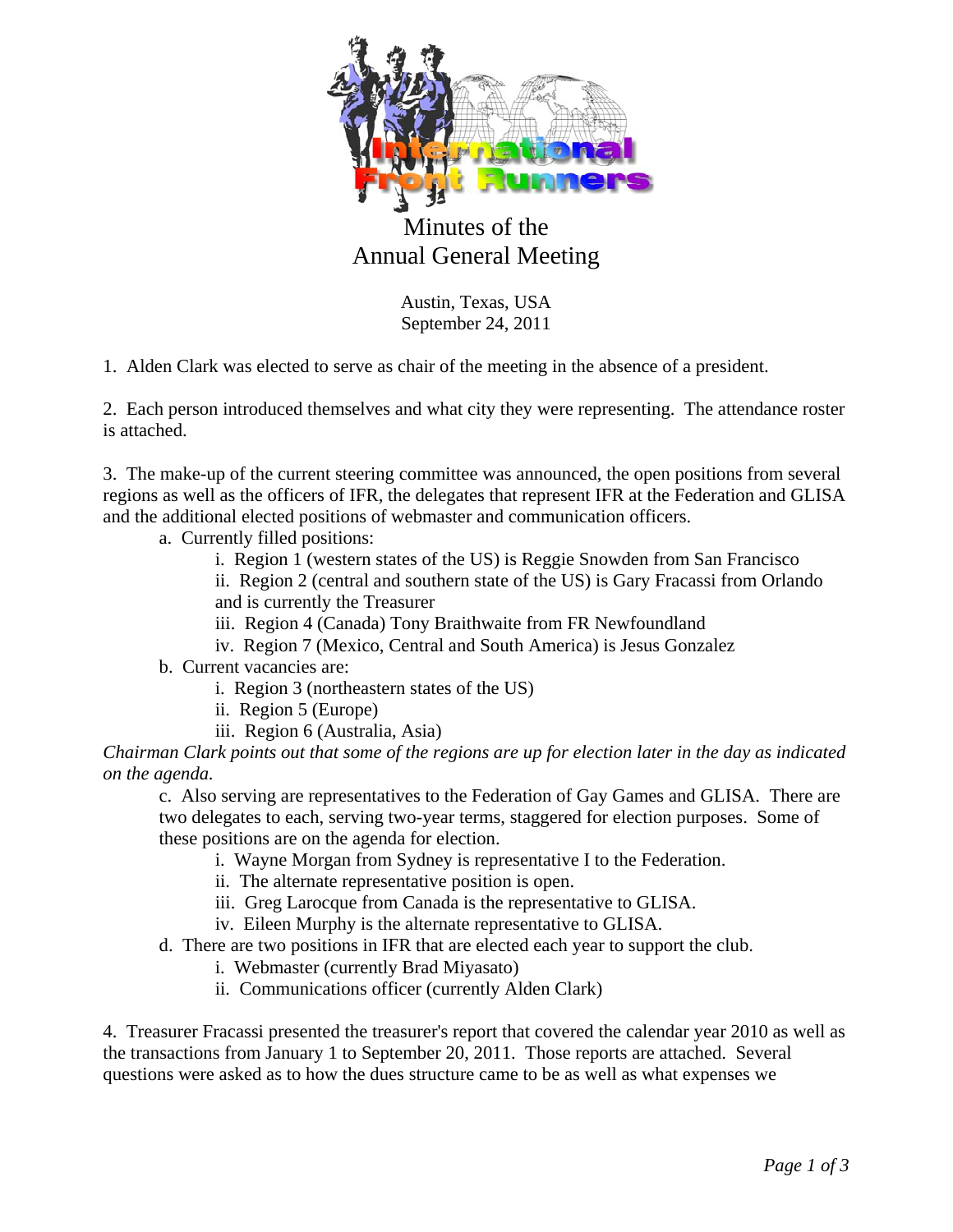# Minutes of the Annual General Meeting

Austin, Texas, USA
September 24, 2011

1. Alden Clark was elected to serve as chair of the meeting in the absence of a president.

2. Each person introduced themselves and what city they were representing. The attendance roster is attached.

3. The make-up of the current steering committee was announced, the open positions from several regions as well as the officers of IFR, the delegates that represent IFR at the Federation and GLISA and the additional elected positions of webmaster and communication officers.

   a. Currently filled positions:
      - i. Region 1 (western states of the US) is Reggie Snowden from San Francisco
      - ii. Region 2 (central and southern state of the US) is Gary Fracassi from Orlando and is currently the Treasurer
      - iii. Region 4 (Canada) Tony Braithwaite from FR Newfoundland
      - iv. Region 7 (Mexico, Central and South America) is Jesus Gonzalez

   b. Current vacancies are:
      - i. Region 3 (northeastern states of the US)
      - ii. Region 5 (Europe)
      - iii. Region 6 (Australia, Asia)

*Chairman Clark points out that some of the regions are up for election later in the day as indicated on the agenda.*

   c. Also serving are representatives to the Federation of Gay Games and GLISA. There are two delegates to each, serving two-year terms, staggered for election purposes. Some of these positions are on the agenda for election.
      - i. Wayne Morgan from Sydney is representative I to the Federation.
      - ii. The alternate representative position is open.
      - iii. Greg Larocque from Canada is the representative to GLISA.
      - iv. Eileen Murphy is the alternate representative to GLISA.

   d. There are two positions in IFR that are elected each year to support the club.
      - i. Webmaster (currently Brad Miyasato)
      - ii. Communications officer (currently Alden Clark)

4. Treasurer Fracassi presented the treasurer's report that covered the calendar year 2010 as well as the transactions from January 1 to September 20, 2011. Those reports are attached. Several questions were asked as to how the dues structure came to be as well as what expenses we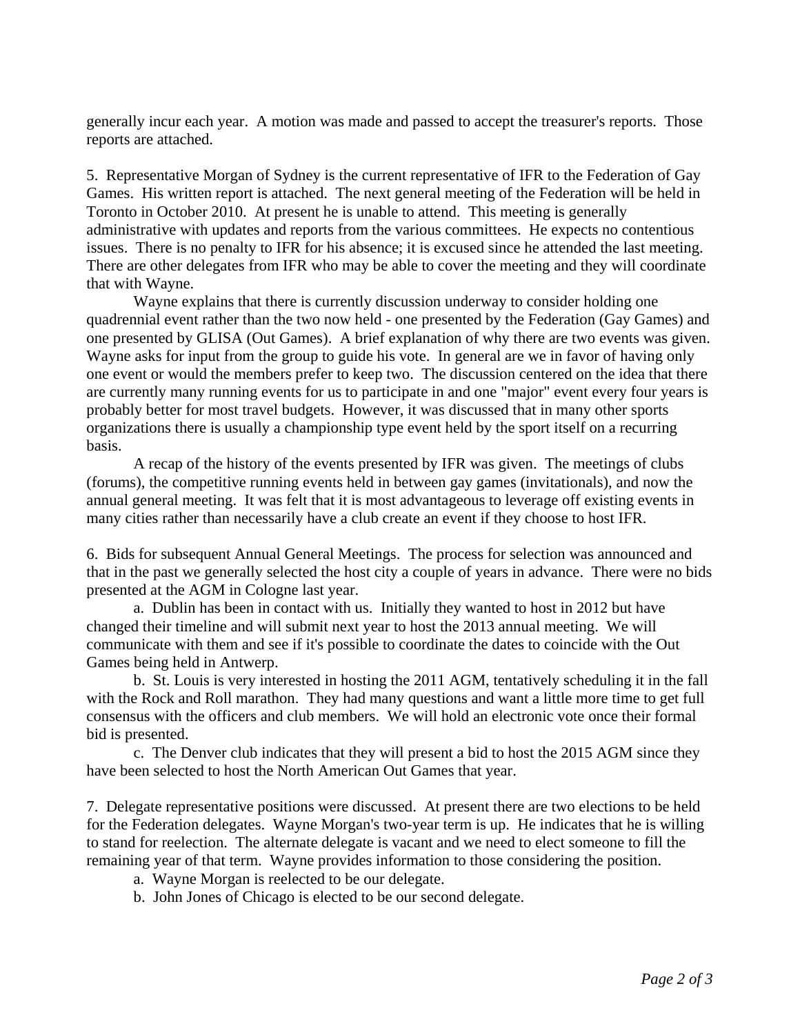generally incur each year. A motion was made and passed to accept the treasurer's reports. Those reports are attached.

5. Representative Morgan of Sydney is the current representative of IFR to the Federation of Gay Games. His written report is attached. The next general meeting of the Federation will be held in Toronto in October 2010. At present he is unable to attend. This meeting is generally administrative with updates and reports from the various committees. He expects no contentious issues. There is no penalty to IFR for his absence; it is excused since he attended the last meeting. There are other delegates from IFR who may be able to cover the meeting and they will coordinate that with Wayne.

Wayne explains that there is currently discussion underway to consider holding one quadrennial event rather than the two now held - one presented by the Federation (Gay Games) and one presented by GLISA (Out Games). A brief explanation of why there are two events was given. Wayne asks for input from the group to guide his vote. In general are we in favor of having only one event or would the members prefer to keep two. The discussion centered on the idea that there are currently many running events for us to participate in and one "major" event every four years is probably better for most travel budgets. However, it was discussed that in many other sports organizations there is usually a championship type event held by the sport itself on a recurring basis.

A recap of the history of the events presented by IFR was given. The meetings of clubs (forums), the competitive running events held in between gay games (invitationals), and now the annual general meeting. It was felt that it is most advantageous to leverage off existing events in many cities rather than necessarily have a club create an event if they choose to host IFR.

6. Bids for subsequent Annual General Meetings. The process for selection was announced and that in the past we generally selected the host city a couple of years in advance. There were no bids presented at the AGM in Cologne last year.

a. Dublin has been in contact with us. Initially they wanted to host in 2012 but have changed their timeline and will submit next year to host the 2013 annual meeting. We will communicate with them and see if it's possible to coordinate the dates to coincide with the Out Games being held in Antwerp.

b. St. Louis is very interested in hosting the 2011 AGM, tentatively scheduling it in the fall with the Rock and Roll marathon. They had many questions and want a little more time to get full consensus with the officers and club members. We will hold an electronic vote once their formal bid is presented.

c. The Denver club indicates that they will present a bid to host the 2015 AGM since they have been selected to host the North American Out Games that year.

7. Delegate representative positions were discussed. At present there are two elections to be held for the Federation delegates. Wayne Morgan's two-year term is up. He indicates that he is willing to stand for reelection. The alternate delegate is vacant and we need to elect someone to fill the remaining year of that term. Wayne provides information to those considering the position.

a. Wayne Morgan is reelected to be our delegate.

b. John Jones of Chicago is elected to be our second delegate.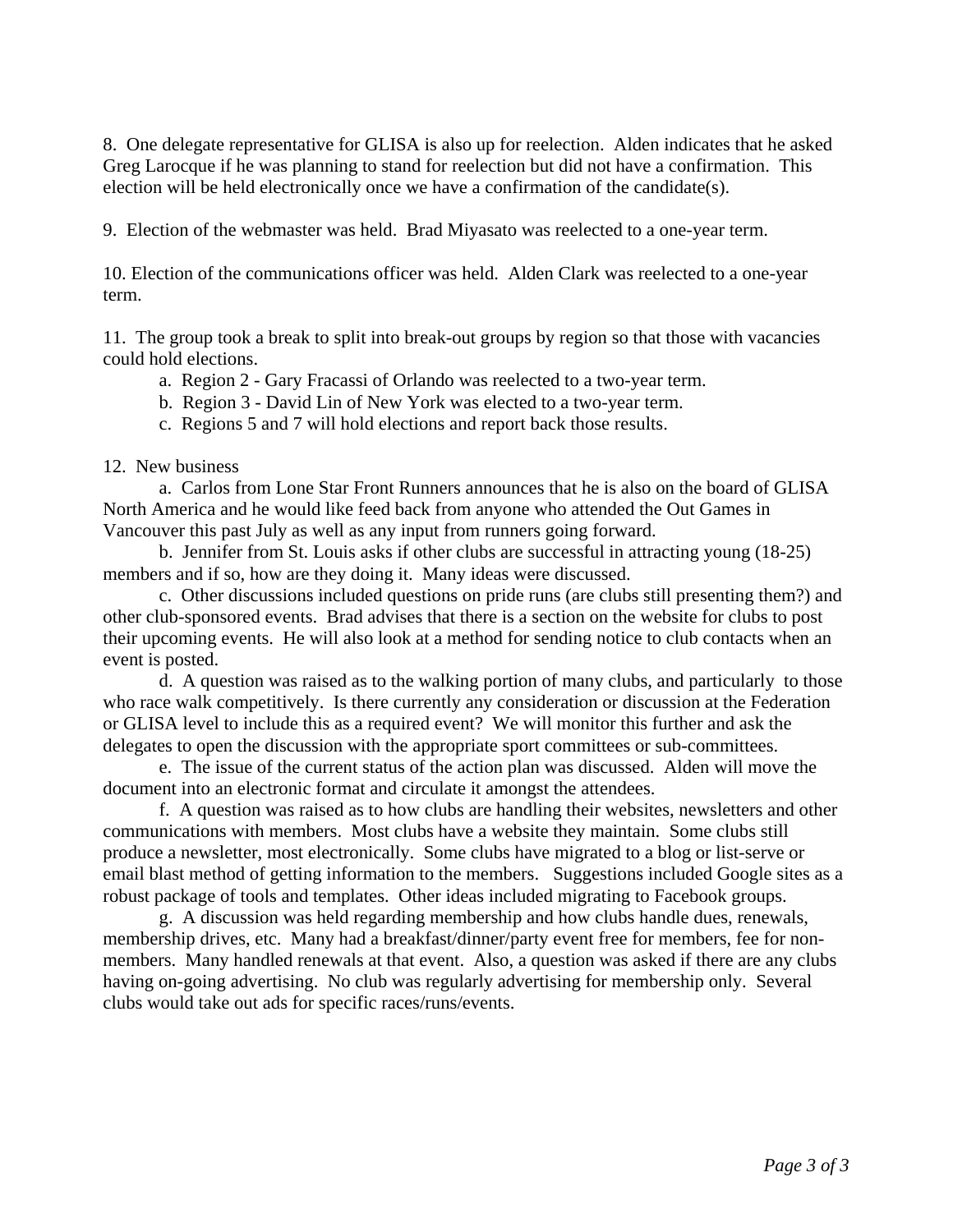8. One delegate representative for GLISA is also up for reelection. Alden indicates that he asked Greg Larocque if he was planning to stand for reelection but did not have a confirmation. This election will be held electronically once we have a confirmation of the candidate(s).

9. Election of the webmaster was held. Brad Miyasato was reelected to a one-year term.

10. Election of the communications officer was held. Alden Clark was reelected to a one-year term.

11. The group took a break to split into break-out groups by region so that those with vacancies could hold elections.

   a. Region 2 - Gary Fracassi of Orlando was reelected to a two-year term.
   b. Region 3 - David Lin of New York was elected to a two-year term.
   c. Regions 5 and 7 will hold elections and report back those results.

12. New business

   a. Carlos from Lone Star Front Runners announces that he is also on the board of GLISA North America and he would like feed back from anyone who attended the Out Games in Vancouver this past July as well as any input from runners going forward.

   b. Jennifer from St. Louis asks if other clubs are successful in attracting young (18-25) members and if so, how are they doing it. Many ideas were discussed.

   c. Other discussions included questions on pride runs (are clubs still presenting them?) and other club-sponsored events. Brad advises that there is a section on the website for clubs to post their upcoming events. He will also look at a method for sending notice to club contacts when an event is posted.

   d. A question was raised as to the walking portion of many clubs, and particularly to those who race walk competitively. Is there currently any consideration or discussion at the Federation or GLISA level to include this as a required event? We will monitor this further and ask the delegates to open the discussion with the appropriate sport committees or sub-committees.

   e. The issue of the current status of the action plan was discussed. Alden will move the document into an electronic format and circulate it amongst the attendees.

   f. A question was raised as to how clubs are handling their websites, newsletters and other communications with members. Most clubs have a website they maintain. Some clubs still produce a newsletter, most electronically. Some clubs have migrated to a blog or list-serve or email blast method of getting information to the members. Suggestions included Google sites as a robust package of tools and templates. Other ideas included migrating to Facebook groups.

   g. A discussion was held regarding membership and how clubs handle dues, renewals, membership drives, etc. Many had a breakfast/dinner/party event free for members, fee for non-members. Many handled renewals at that event. Also, a question was asked if there are any clubs having on-going advertising. No club was regularly advertising for membership only. Several clubs would take out ads for specific races/runs/events.